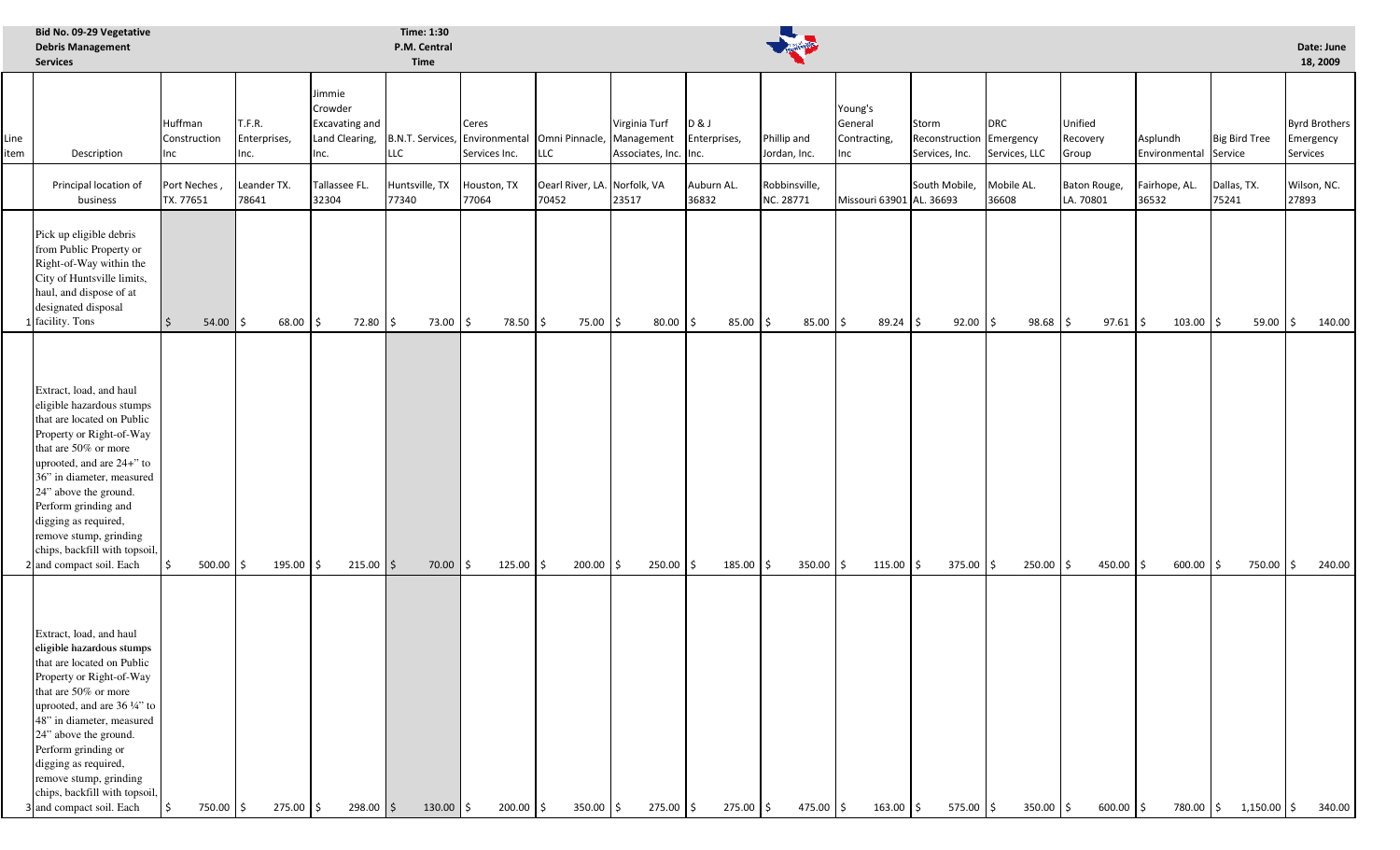Bid No. 09-29 Vegetative Debris Management Services

Time: 1:30 P.M. Central Time

Date: June 18, 2009

| Line item | Description | Huffman Construction Inc | T.F.R. Enterprises, Inc. | Jimmie Crowder Excavating and Land Clearing, Inc. | B.N.T. Services, LLC | Ceres Environmental Services Inc. | Omni Pinnacle, LLC | Virginia Turf Management Associates, Inc. | D & J Enterprises, Inc. | Phillip and Jordan, Inc. | Young's General Contracting, Inc | Storm Reconstruction Services, Inc. | DRC Emergency Services, LLC | Unified Recovery Group | Asplundh Environmental | Big Bird Tree Service | Byrd Brothers Emergency Services |
|---|---|---|---|---|---|---|---|---|---|---|---|---|---|---|---|---|---|
| | Principal location of business | Port Neches , TX. 77651 | Leander TX. 78641 | Tallassee FL. 32304 | Huntsville, TX 77340 | Houston, TX 77064 | Oearl River, LA. 70452 | Norfolk, VA 23517 | Auburn AL. 36832 | Robbinsville, NC. 28771 | Missouri 63901 | South Mobile, AL. 36693 | Mobile AL. 36608 | Baton Rouge, LA. 70801 | Fairhope, AL. 36532 | Dallas, TX. 75241 | Wilson, NC. 27893 |
| 1 | Pick up eligible debris from Public Property or Right-of-Way within the City of Huntsville limits, haul, and dispose of at designated disposal facility. Tons | $ 54.00 | $ 68.00 | $ 72.80 | $ 73.00 | $ 78.50 | $ 75.00 | $ 80.00 | $ 85.00 | $ 85.00 | $ 89.24 | $ 92.00 | $ 98.68 | $ 97.61 | $ 103.00 | $ 59.00 | $ 140.00 |
| 2 | Extract, load, and haul eligible hazardous stumps that are located on Public Property or Right-of-Way that are 50% or more uprooted, and are 24+" to 36" in diameter, measured 24" above the ground. Perform grinding and digging as required, remove stump, grinding chips, backfill with topsoil, and compact soil. Each | $ 500.00 | $ 195.00 | $ 215.00 | $ 70.00 | $ 125.00 | $ 200.00 | $ 250.00 | $ 185.00 | $ 350.00 | $ 115.00 | $ 375.00 | $ 250.00 | $ 450.00 | $ 600.00 | $ 750.00 | $ 240.00 |
| 3 | Extract, load, and haul **eligible hazardous stumps** that are located on Public Property or Right-of-Way that are 50% or more uprooted, and are 36 ¼" to 48" in diameter, measured 24" above the ground. Perform grinding or digging as required, remove stump, grinding chips, backfill with topsoil, and compact soil. Each | $ 750.00 | $ 275.00 | $ 298.00 | $ 130.00 | $ 200.00 | $ 350.00 | $ 275.00 | $ 275.00 | $ 475.00 | $ 163.00 | $ 575.00 | $ 350.00 | $ 600.00 | $ 780.00 | $ 1,150.00 | $ 340.00 |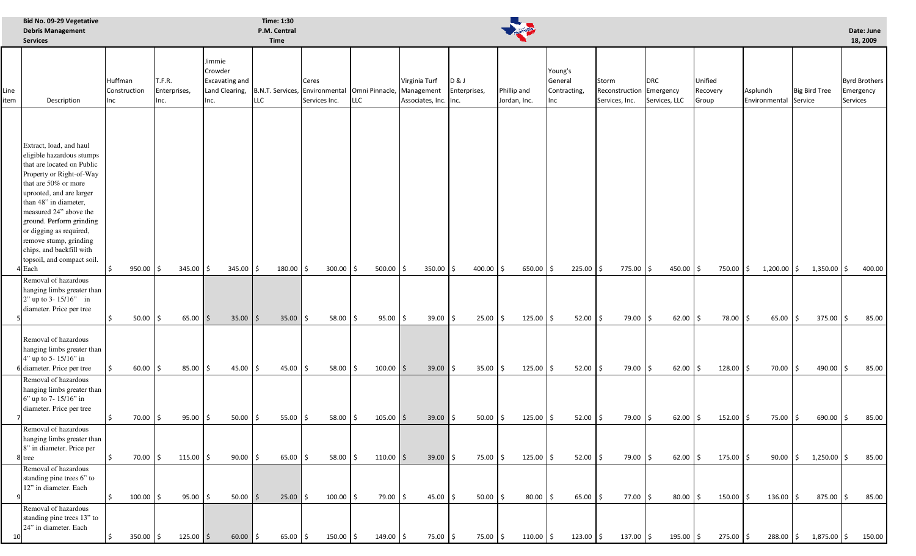| Bid No. 09-29 Vegetative Debris Management Services | | Time: 1:30 P.M. Central Time | | | | | | | | | | | | | | | | Date: June 18, 2009 |
|---|---|---|---|---|---|---|---|---|---|---|---|---|---|---|---|---|---|---|
| Line item | Description | Huffman Construction Inc | T.F.R. Enterprises, Inc. | Jimmie Crowder Excavating and Land Clearing, Inc. | B.N.T. Services, LLC | Ceres Environmental Services Inc. | Omni Pinnacle, LLC | Virginia Turf Management Associates, Inc. | D & J Enterprises, Inc. | Phillip and Jordan, Inc. | Young's General Contracting, Inc | Storm Reconstruction Services, Inc. | DRC Emergency Services, LLC | Unified Recovery Group | Asplundh Environmental | Big Bird Tree Service | Byrd Brothers Emergency Services |
| 4 | Extract, load, and haul eligible hazardous stumps that are located on Public Property or Right-of-Way that are 50% or more uprooted, and are larger than 48" in diameter, measured 24" above the ground. Perform grinding or digging as required, remove stump, grinding chips, and backfill with topsoil, and compact soil. Each | $ 950.00 | $ 345.00 | $ 345.00 | $ 180.00 | $ 300.00 | $ 500.00 | $ 350.00 | $ 400.00 | $ 650.00 | $ 225.00 | $ 775.00 | $ 450.00 | $ 750.00 | $ 1,200.00 | $ 1,350.00 | $ 400.00 |
| 5 | Removal of hazardous hanging limbs greater than 2" up to 3- 15/16" in diameter. Price per tree | $ 50.00 | $ 65.00 | $ 35.00 | $ 35.00 | $ 58.00 | $ 95.00 | $ 39.00 | $ 25.00 | $ 125.00 | $ 52.00 | $ 79.00 | $ 62.00 | $ 78.00 | $ 65.00 | $ 375.00 | $ 85.00 |
| 6 | Removal of hazardous hanging limbs greater than 4" up to 5- 15/16" in diameter. Price per tree | $ 60.00 | $ 85.00 | $ 45.00 | $ 45.00 | $ 58.00 | $ 100.00 | $ 39.00 | $ 35.00 | $ 125.00 | $ 52.00 | $ 79.00 | $ 62.00 | $ 128.00 | $ 70.00 | $ 490.00 | $ 85.00 |
| 7 | Removal of hazardous hanging limbs greater than 6" up to 7- 15/16" in diameter. Price per tree | $ 70.00 | $ 95.00 | $ 50.00 | $ 55.00 | $ 58.00 | $ 105.00 | $ 39.00 | $ 50.00 | $ 125.00 | $ 52.00 | $ 79.00 | $ 62.00 | $ 152.00 | $ 75.00 | $ 690.00 | $ 85.00 |
| 8 | Removal of hazardous hanging limbs greater than 8" in diameter. Price per tree | $ 70.00 | $ 115.00 | $ 90.00 | $ 65.00 | $ 58.00 | $ 110.00 | $ 39.00 | $ 75.00 | $ 125.00 | $ 52.00 | $ 79.00 | $ 62.00 | $ 175.00 | $ 90.00 | $ 1,250.00 | $ 85.00 |
| 9 | Removal of hazardous standing pine trees 6" to 12" in diameter. Each | $ 100.00 | $ 95.00 | $ 50.00 | $ 25.00 | $ 100.00 | $ 79.00 | $ 45.00 | $ 50.00 | $ 80.00 | $ 65.00 | $ 77.00 | $ 80.00 | $ 150.00 | $ 136.00 | $ 875.00 | $ 85.00 |
| 10 | Removal of hazardous standing pine trees 13" to 24" in diameter. Each | $ 350.00 | $ 125.00 | $ 60.00 | $ 65.00 | $ 150.00 | $ 149.00 | $ 75.00 | $ 75.00 | $ 110.00 | $ 123.00 | $ 137.00 | $ 195.00 | $ 275.00 | $ 288.00 | $ 1,875.00 | $ 150.00 |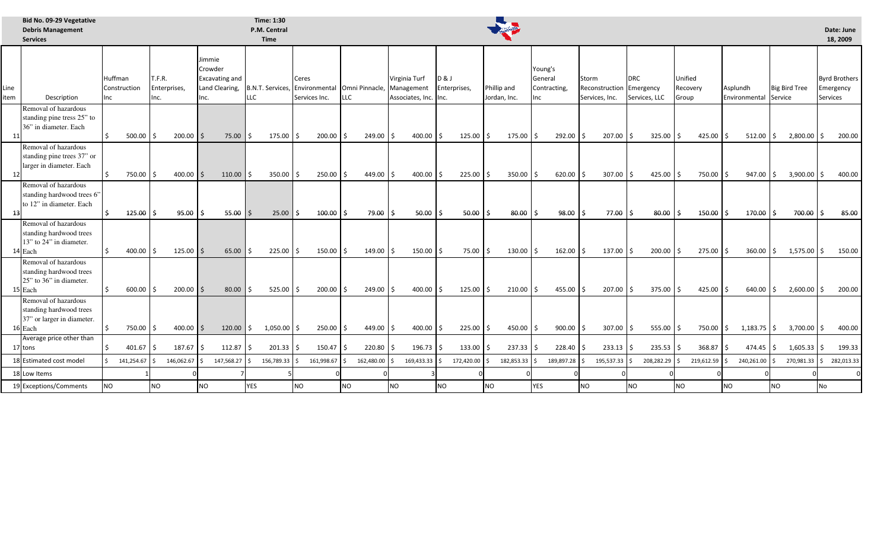**Bid No. 09-29 Vegetative Debris Management Services** | Time: 1:30 P.M. Central Time | Date: June 18, 2009

| Line item | Description | Huffman Construction Inc | T.F.R. Enterprises, Inc. | Jimmie Crowder Excavating and Land Clearing, Inc. | B.N.T. Services, LLC | Ceres Environmental Services Inc. | Omni Pinnacle, LLC | Virginia Turf Management Associates, Inc. | D & J Enterprises, Inc. | Phillip and Jordan, Inc. | Young's General Contracting, Inc | Storm Reconstruction Services, Inc. | DRC Emergency Services, LLC | Unified Recovery Group | Asplundh Environmental | Big Bird Tree Service | Byrd Brothers Emergency Services |
|---|---|---|---|---|---|---|---|---|---|---|---|---|---|---|---|---|---|
| 11 | Removal of hazardous standing pine tress 25" to 36" in diameter. Each | $ 500.00 | $ 200.00 | $ 75.00 | $ 175.00 | $ 200.00 | $ 249.00 | $ 400.00 | $ 125.00 | $ 175.00 | $ 292.00 | $ 207.00 | $ 325.00 | $ 425.00 | $ 512.00 | $ 2,800.00 | $ 200.00 |
| 12 | Removal of hazardous standing pine trees 37" or larger in diameter. Each | $ 750.00 | $ 400.00 | $ 110.00 | $ 350.00 | $ 250.00 | $ 449.00 | $ 400.00 | $ 225.00 | $ 350.00 | $ 620.00 | $ 307.00 | $ 425.00 | $ 750.00 | $ 947.00 | $ 3,900.00 | $ 400.00 |
| 13 | Removal of hazardous standing hardwood trees 6" to 12" in diameter. Each | $ 125.00 | $ 95.00 | $ 55.00 | $ 25.00 | $ 100.00 | $ 79.00 | $ 50.00 | $ 50.00 | $ 80.00 | $ 98.00 | $ 77.00 | $ 80.00 | $ 150.00 | $ 170.00 | $ 700.00 | $ 85.00 |
| 14 | Removal of hazardous standing hardwood trees 13" to 24" in diameter. Each | $ 400.00 | $ 125.00 | $ 65.00 | $ 225.00 | $ 150.00 | $ 149.00 | $ 150.00 | $ 75.00 | $ 130.00 | $ 162.00 | $ 137.00 | $ 200.00 | $ 275.00 | $ 360.00 | $ 1,575.00 | $ 150.00 |
| 15 | Removal of hazardous standing hardwood trees 25" to 36" in diameter. Each | $ 600.00 | $ 200.00 | $ 80.00 | $ 525.00 | $ 200.00 | $ 249.00 | $ 400.00 | $ 125.00 | $ 210.00 | $ 455.00 | $ 207.00 | $ 375.00 | $ 425.00 | $ 640.00 | $ 2,600.00 | $ 200.00 |
| 16 | Removal of hazardous standing hardwood trees 37" or larger in diameter. Each | $ 750.00 | $ 400.00 | $ 120.00 | $ 1,050.00 | $ 250.00 | $ 449.00 | $ 400.00 | $ 225.00 | $ 450.00 | $ 900.00 | $ 307.00 | $ 555.00 | $ 750.00 | $ 1,183.75 | $ 3,700.00 | $ 400.00 |
| 17 | Average price other than tons | $ 401.67 | $ 187.67 | $ 112.87 | $ 201.33 | $ 150.47 | $ 220.80 | $ 196.73 | $ 133.00 | $ 237.33 | $ 228.40 | $ 233.13 | $ 235.53 | $ 368.87 | $ 474.45 | $ 1,605.33 | $ 199.33 |
| 18 | Estimated cost model | $ 141,254.67 | $ 146,062.67 | $ 147,568.27 | $ 156,789.33 | $ 161,998.67 | $ 162,480.00 | $ 169,433.33 | $ 172,420.00 | $ 182,853.33 | $ 189,897.28 | $ 195,537.33 | $ 208,282.29 | $ 219,612.59 | $ 240,261.00 | $ 270,981.33 | $ 282,013.33 |
| 18 | Low Items | 1 | 0 | 7 | 5 | 0 | 0 | 3 | 0 | 0 | 0 | 0 | 0 | 0 | 0 | 0 | 0 |
| 19 | Exceptions/Comments | NO | NO | NO | YES | NO | NO | NO | NO | NO | YES | NO | NO | NO | NO | NO | No |